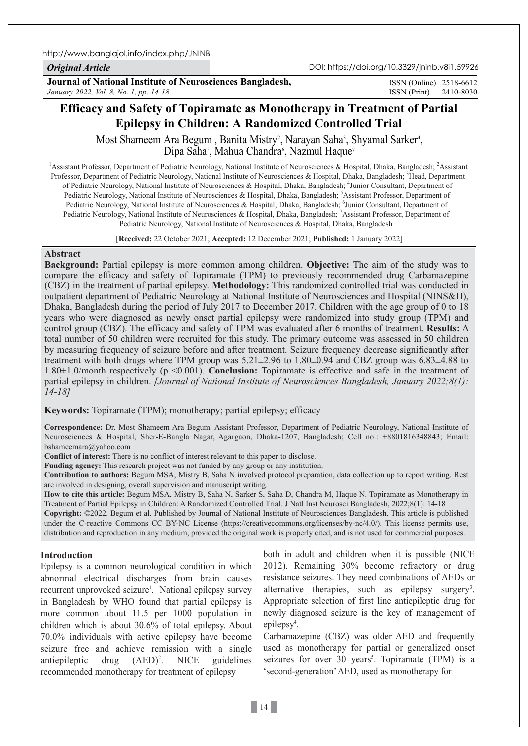Original Article

# Efficacy and Safety of Topiramate as Monotherapy in Treatment of Partial Epilepsy in Children: A Randomized Controlled Trial

Most Shameem Ara Begum[1], Banita Mistry[2], Narayan Saha[3], Shyamal Sarker[4], Dipa Saha[5], Mahua Chandra[6], Nazmul Haque[7]

[1]Assistant Professor, Department of Pediatric Neurology, National Institute of Neurosciences & Hospital, Dhaka, Bangladesh; [2]Assistant Professor, Department of Pediatric Neurology, National Institute of Neurosciences & Hospital, Dhaka, Bangladesh; [3]Head, Department of Pediatric Neurology, National Institute of Neurosciences & Hospital, Dhaka, Bangladesh; [4]Junior Consultant, Department of Pediatric Neurology, National Institute of Neurosciences & Hospital, Dhaka, Bangladesh; [5]Assistant Professor, Department of Pediatric Neurology, National Institute of Neurosciences & Hospital, Dhaka, Bangladesh; [6]Junior Consultant, Department of Pediatric Neurology, National Institute of Neurosciences & Hospital, Dhaka, Bangladesh; [7]Assistant Professor, Department of Pediatric Neurology, National Institute of Neurosciences & Hospital, Dhaka, Bangladesh

[**Received:** 22 October 2021; **Accepted:** 12 December 2021; **Published:** 1 January 2022]

## Abstract

**Background:** Partial epilepsy is more common among children. **Objective:** The aim of the study was to compare the efficacy and safety of Topiramate (TPM) to previously recommended drug Carbamazepine (CBZ) in the treatment of partial epilepsy. **Methodology:** This randomized controlled trial was conducted in outpatient department of Pediatric Neurology at National Institute of Neurosciences and Hospital (NINS&H), Dhaka, Bangladesh during the period of July 2017 to December 2017. Children with the age group of 0 to 18 years who were diagnosed as newly onset partial epilepsy were randomized into study group (TPM) and control group (CBZ). The efficacy and safety of TPM was evaluated after 6 months of treatment. **Results:** A total number of 50 children were recruited for this study. The primary outcome was assessed in 50 children by measuring frequency of seizure before and after treatment. Seizure frequency decrease significantly after treatment with both drugs where TPM group was 5.21±2.96 to 1.80±0.94 and CBZ group was 6.83±4.88 to 1.80±1.0/month respectively ($p < 0.001$). **Conclusion:** Topiramate is effective and safe in the treatment of partial epilepsy in children. *[Journal of National Institute of Neurosciences Bangladesh, January 2022;8(1): 14-18]*

**Keywords:** Topiramate (TPM); monotherapy; partial epilepsy; efficacy

**Correspondence:** Dr. Most Shameem Ara Begum, Assistant Professor, Department of Pediatric Neurology, National Institute of Neurosciences & Hospital, Sher-E-Bangla Nagar, Agargaon, Dhaka-1207, Bangladesh; Cell no.: +8801816348843; Email: bshameemara@yahoo.com

**Conflict of interest:** There is no conflict of interest relevant to this paper to disclose.

**Funding agency:** This research project was not funded by any group or any institution.

**Contribution to authors:** Begum MSA, Mistry B, Saha N involved protocol preparation, data collection up to report writing. Rest are involved in designing, overall supervision and manuscript writing.

**How to cite this article:** Begum MSA, Mistry B, Saha N, Sarker S, Saha D, Chandra M, Haque N. Topiramate as Monotherapy in Treatment of Partial Epilepsy in Children: A Randomized Controlled Trial. J Natl Inst Neurosci Bangladesh, 2022;8(1): 14-18

**Copyright:** ©2022. Begum et al. Published by Journal of National Institute of Neurosciences Bangladesh. This article is published under the C-reactive Commons CC BY-NC License (https://creativecommons.org/licenses/by-nc/4.0/). This license permits use, distribution and reproduction in any medium, provided the original work is properly cited, and is not used for commercial purposes.

## Introduction

Epilepsy is a common neurological condition in which abnormal electrical discharges from brain causes recurrent unprovoked seizure[1]. National epilepsy survey in Bangladesh by WHO found that partial epilepsy is more common about 11.5 per 1000 population in children which is about 30.6% of total epilepsy. About 70.0% individuals with active epilepsy have become seizure free and achieve remission with a single antiepileptic drug (AED)[2]. NICE guidelines recommended monotherapy for treatment of epilepsy both in adult and children when it is possible (NICE 2012). Remaining 30% become refractory or drug resistance seizures. They need combinations of AEDs or alternative therapies, such as epilepsy surgery[3]. Appropriate selection of first line antiepileptic drug for newly diagnosed seizure is the key of management of epilepsy[4].

Carbamazepine (CBZ) was older AED and frequently used as monotherapy for partial or generalized onset seizures for over 30 years[5]. Topiramate (TPM) is a 'second-generation' AED, used as monotherapy for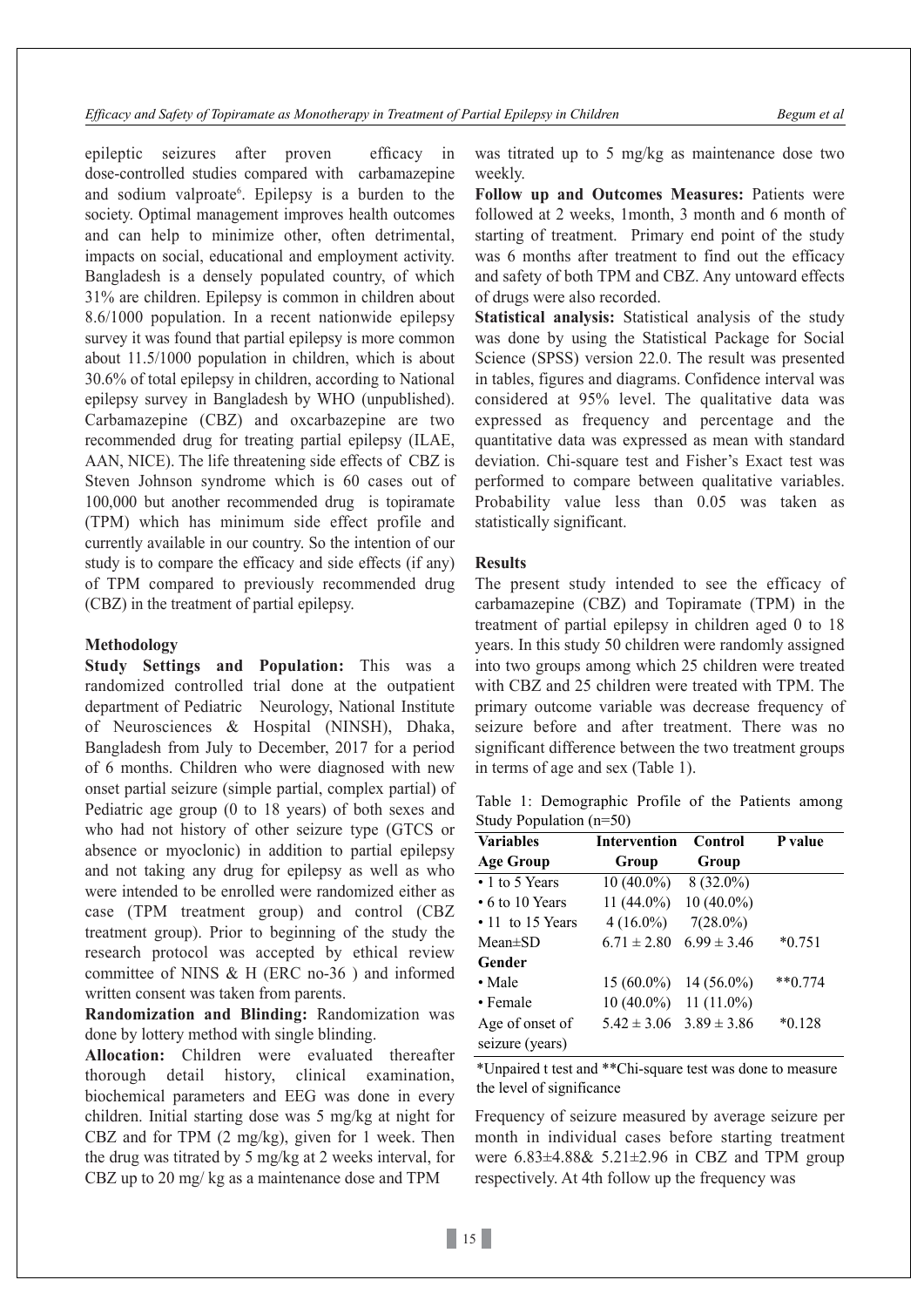epileptic seizures after proven efficacy in dose-controlled studies compared with carbamazepine and sodium valproate[6]. Epilepsy is a burden to the society. Optimal management improves health outcomes and can help to minimize other, often detrimental, impacts on social, educational and employment activity. Bangladesh is a densely populated country, of which 31% are children. Epilepsy is common in children about 8.6/1000 population. In a recent nationwide epilepsy survey it was found that partial epilepsy is more common about 11.5/1000 population in children, which is about 30.6% of total epilepsy in children, according to National epilepsy survey in Bangladesh by WHO (unpublished). Carbamazepine (CBZ) and oxcarbazepine are two recommended drug for treating partial epilepsy (ILAE, AAN, NICE). The life threatening side effects of CBZ is Steven Johnson syndrome which is 60 cases out of 100,000 but another recommended drug is topiramate (TPM) which has minimum side effect profile and currently available in our country. So the intention of our study is to compare the efficacy and side effects (if any) of TPM compared to previously recommended drug (CBZ) in the treatment of partial epilepsy.

## Methodology

**Study Settings and Population:** This was a randomized controlled trial done at the outpatient department of Pediatric Neurology, National Institute of Neurosciences & Hospital (NINSH), Dhaka, Bangladesh from July to December, 2017 for a period of 6 months. Children who were diagnosed with new onset partial seizure (simple partial, complex partial) of Pediatric age group (0 to 18 years) of both sexes and who had not history of other seizure type (GTCS or absence or myoclonic) in addition to partial epilepsy and not taking any drug for epilepsy as well as who were intended to be enrolled were randomized either as case (TPM treatment group) and control (CBZ treatment group). Prior to beginning of the study the research protocol was accepted by ethical review committee of NINS & H (ERC no-36 ) and informed written consent was taken from parents.

**Randomization and Blinding:** Randomization was done by lottery method with single blinding.

**Allocation:** Children were evaluated thereafter thorough detail history, clinical examination, biochemical parameters and EEG was done in every children. Initial starting dose was 5 mg/kg at night for CBZ and for TPM (2 mg/kg), given for 1 week. Then the drug was titrated by 5 mg/kg at 2 weeks interval, for CBZ up to 20 mg/ kg as a maintenance dose and TPM was titrated up to 5 mg/kg as maintenance dose two weekly.

**Follow up and Outcomes Measures:** Patients were followed at 2 weeks, 1month, 3 month and 6 month of starting of treatment. Primary end point of the study was 6 months after treatment to find out the efficacy and safety of both TPM and CBZ. Any untoward effects of drugs were also recorded.

**Statistical analysis:** Statistical analysis of the study was done by using the Statistical Package for Social Science (SPSS) version 22.0. The result was presented in tables, figures and diagrams. Confidence interval was considered at 95% level. The qualitative data was expressed as frequency and percentage and the quantitative data was expressed as mean with standard deviation. Chi-square test and Fisher's Exact test was performed to compare between qualitative variables. Probability value less than 0.05 was taken as statistically significant.

## Results

The present study intended to see the efficacy of carbamazepine (CBZ) and Topiramate (TPM) in the treatment of partial epilepsy in children aged 0 to 18 years. In this study 50 children were randomly assigned into two groups among which 25 children were treated with CBZ and 25 children were treated with TPM. The primary outcome variable was decrease frequency of seizure before and after treatment. There was no significant difference between the two treatment groups in terms of age and sex (Table 1).

Table 1: Demographic Profile of the Patients among Study Population (n=50)

| Variables | Intervention Group | Control Group | P value |
|---|---|---|---|
| **Age Group** | | | |
| • 1 to 5 Years | 10 (40.0%) | 8 (32.0%) | |
| • 6 to 10 Years | 11 (44.0%) | 10 (40.0%) | |
| • 11 to 15 Years | 4 (16.0%) | 7(28.0%) | |
| Mean±SD | 6.71 ± 2.80 | 6.99 ± 3.46 | *0.751 |
| **Gender** | | | |
| • Male | 15 (60.0%) | 14 (56.0%) | **0.774 |
| • Female | 10 (40.0%) | 11 (11.0%) | |
| Age of onset of seizure (years) | 5.42 ± 3.06 | 3.89 ± 3.86 | *0.128 |

*Unpaired t test and **Chi-square test was done to measure the level of significance

Frequency of seizure measured by average seizure per month in individual cases before starting treatment were 6.83±4.88& 5.21±2.96 in CBZ and TPM group respectively. At 4th follow up the frequency was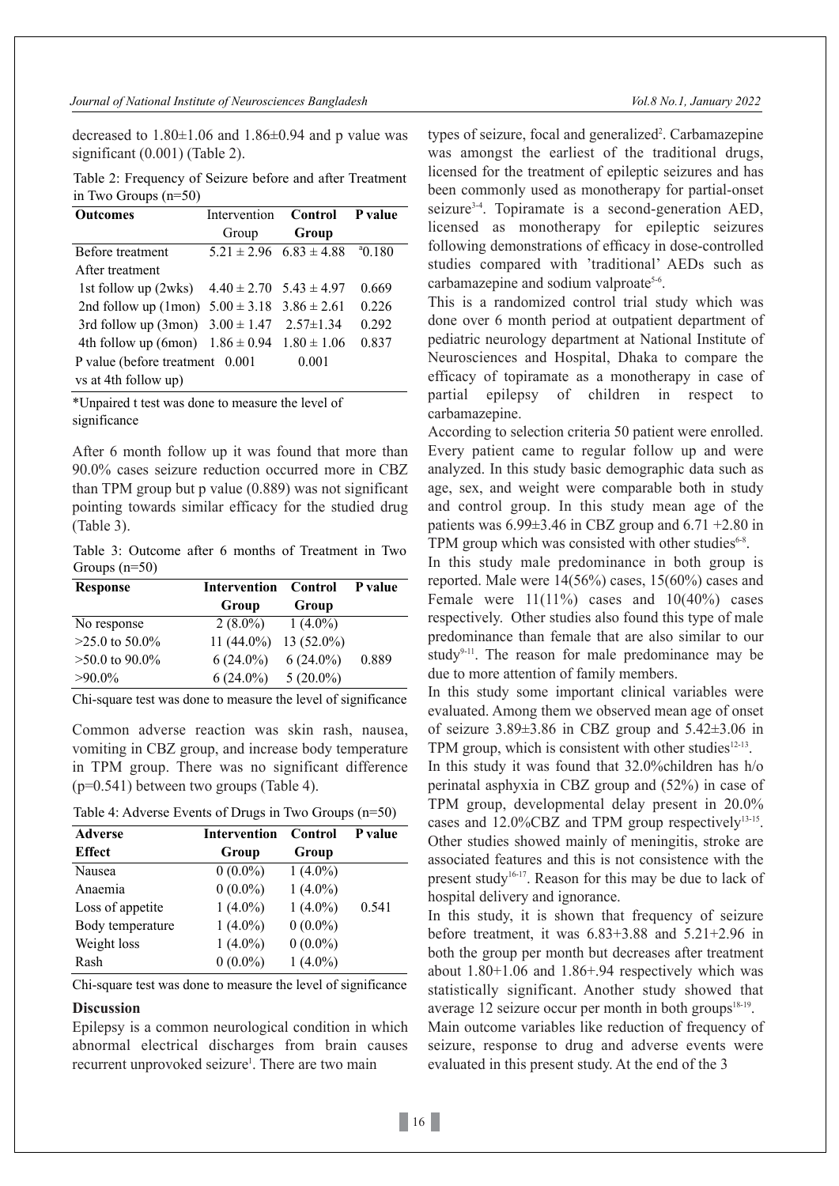decreased to 1.80±1.06 and 1.86±0.94 and p value was significant (0.001) (Table 2).

Table 2: Frequency of Seizure before and after Treatment in Two Groups (n=50)

| Outcomes | Intervention Group | Control Group | P value |
|---|---|---|---|
| Before treatment | 5.21 ± 2.96 | 6.83 ± 4.88 | [a]0.180 |
| After treatment | | | |
| 1st follow up (2wks) | 4.40 ± 2.70 | 5.43 ± 4.97 | 0.669 |
| 2nd follow up (1mon) | 5.00 ± 3.18 | 3.86 ± 2.61 | 0.226 |
| 3rd follow up (3mon) | 3.00 ± 1.47 | 2.57±1.34 | 0.292 |
| 4th follow up (6mon) | 1.86 ± 0.94 | 1.80 ± 1.06 | 0.837 |
| P value (before treatment vs at 4th follow up) | 0.001 | 0.001 | |

*Unpaired t test was done to measure the level of significance

After 6 month follow up it was found that more than 90.0% cases seizure reduction occurred more in CBZ than TPM group but p value (0.889) was not significant pointing towards similar efficacy for the studied drug (Table 3).

Table 3: Outcome after 6 months of Treatment in Two Groups (n=50)

| Response | Intervention Group | Control Group | P value |
|---|---|---|---|
| No response | 2 (8.0%) | 1 (4.0%) | |
| >25.0 to 50.0% | 11 (44.0%) | 13 (52.0%) | |
| >50.0 to 90.0% | 6 (24.0%) | 6 (24.0%) | 0.889 |
| >90.0% | 6 (24.0%) | 5 (20.0%) | |

Chi-square test was done to measure the level of significance

Common adverse reaction was skin rash, nausea, vomiting in CBZ group, and increase body temperature in TPM group. There was no significant difference (p=0.541) between two groups (Table 4).

Table 4: Adverse Events of Drugs in Two Groups (n=50)

| Adverse Effect | Intervention Group | Control Group | P value |
|---|---|---|---|
| Nausea | 0 (0.0%) | 1 (4.0%) | |
| Anaemia | 0 (0.0%) | 1 (4.0%) | |
| Loss of appetite | 1 (4.0%) | 1 (4.0%) | 0.541 |
| Body temperature | 1 (4.0%) | 0 (0.0%) | |
| Weight loss | 1 (4.0%) | 0 (0.0%) | |
| Rash | 0 (0.0%) | 1 (4.0%) | |

Chi-square test was done to measure the level of significance

## Discussion

Epilepsy is a common neurological condition in which abnormal electrical discharges from brain causes recurrent unprovoked seizure[1]. There are two main types of seizure, focal and generalized[2]. Carbamazepine was amongst the earliest of the traditional drugs, licensed for the treatment of epileptic seizures and has been commonly used as monotherapy for partial-onset seizure[3-4]. Topiramate is a second-generation AED, licensed as monotherapy for epileptic seizures following demonstrations of efficacy in dose-controlled studies compared with 'traditional' AEDs such as carbamazepine and sodium valproate[5-6].

This is a randomized control trial study which was done over 6 month period at outpatient department of pediatric neurology department at National Institute of Neurosciences and Hospital, Dhaka to compare the efficacy of topiramate as a monotherapy in case of partial epilepsy of children in respect to carbamazepine.

According to selection criteria 50 patient were enrolled. Every patient came to regular follow up and were analyzed. In this study basic demographic data such as age, sex, and weight were comparable both in study and control group. In this study mean age of the patients was 6.99±3.46 in CBZ group and 6.71 +2.80 in TPM group which was consisted with other studies[6-8].

In this study male predominance in both group is reported. Male were 14(56%) cases, 15(60%) cases and Female were 11(11%) cases and 10(40%) cases respectively. Other studies also found this type of male predominance than female that are also similar to our study[9-11]. The reason for male predominance may be due to more attention of family members.

In this study some important clinical variables were evaluated. Among them we observed mean age of onset of seizure 3.89±3.86 in CBZ group and 5.42±3.06 in TPM group, which is consistent with other studies[12-13].

In this study it was found that 32.0%children has h/o perinatal asphyxia in CBZ group and (52%) in case of TPM group, developmental delay present in 20.0% cases and 12.0%CBZ and TPM group respectively[13-15]. Other studies showed mainly of meningitis, stroke are associated features and this is not consistence with the present study[16-17]. Reason for this may be due to lack of hospital delivery and ignorance.

In this study, it is shown that frequency of seizure before treatment, it was 6.83+3.88 and 5.21+2.96 in both the group per month but decreases after treatment about 1.80+1.06 and 1.86+.94 respectively which was statistically significant. Another study showed that average 12 seizure occur per month in both groups[18-19].

Main outcome variables like reduction of frequency of seizure, response to drug and adverse events were evaluated in this present study. At the end of the 3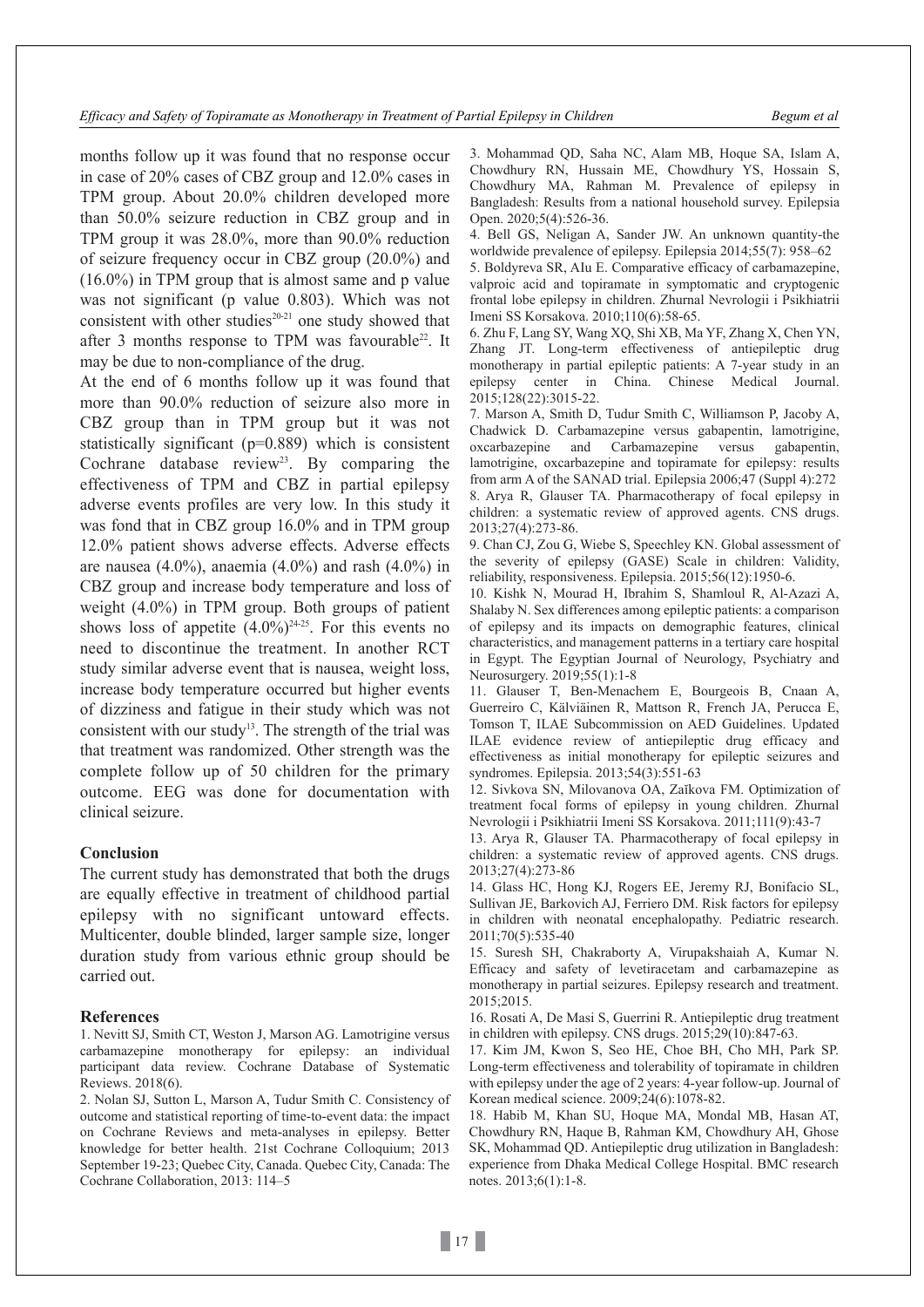months follow up it was found that no response occur in case of 20% cases of CBZ group and 12.0% cases in TPM group. About 20.0% children developed more than 50.0% seizure reduction in CBZ group and in TPM group it was 28.0%, more than 90.0% reduction of seizure frequency occur in CBZ group (20.0%) and (16.0%) in TPM group that is almost same and p value was not significant (p value 0.803). Which was not consistent with other studies[20-21] one study showed that after 3 months response to TPM was favourable[22]. It may be due to non-compliance of the drug.

At the end of 6 months follow up it was found that more than 90.0% reduction of seizure also more in CBZ group than in TPM group but it was not statistically significant (p=0.889) which is consistent Cochrane database review[23]. By comparing the effectiveness of TPM and CBZ in partial epilepsy adverse events profiles are very low. In this study it was fond that in CBZ group 16.0% and in TPM group 12.0% patient shows adverse effects. Adverse effects are nausea (4.0%), anaemia (4.0%) and rash (4.0%) in CBZ group and increase body temperature and loss of weight (4.0%) in TPM group. Both groups of patient shows loss of appetite (4.0%)[24-25]. For this events no need to discontinue the treatment. In another RCT study similar adverse event that is nausea, weight loss, increase body temperature occurred but higher events of dizziness and fatigue in their study which was not consistent with our study[13]. The strength of the trial was that treatment was randomized. Other strength was the complete follow up of 50 children for the primary outcome. EEG was done for documentation with clinical seizure.

## Conclusion

The current study has demonstrated that both the drugs are equally effective in treatment of childhood partial epilepsy with no significant untoward effects. Multicenter, double blinded, larger sample size, longer duration study from various ethnic group should be carried out.

## References

1. Nevitt SJ, Smith CT, Weston J, Marson AG. Lamotrigine versus carbamazepine monotherapy for epilepsy: an individual participant data review. Cochrane Database of Systematic Reviews. 2018(6).
2. Nolan SJ, Sutton L, Marson A, Tudur Smith C. Consistency of outcome and statistical reporting of time-to-event data: the impact on Cochrane Reviews and meta-analyses in epilepsy. Better knowledge for better health. 21st Cochrane Colloquium; 2013 September 19-23; Quebec City, Canada. Quebec City, Canada: The Cochrane Collaboration, 2013: 114–5
3. Mohammad QD, Saha NC, Alam MB, Hoque SA, Islam A, Chowdhury RN, Hussain ME, Chowdhury YS, Hossain S, Chowdhury MA, Rahman M. Prevalence of epilepsy in Bangladesh: Results from a national household survey. Epilepsia Open. 2020;5(4):526-36.
4. Bell GS, Neligan A, Sander JW. An unknown quantity-the worldwide prevalence of epilepsy. Epilepsia 2014;55(7): 958–62
5. Boldyreva SR, AIu E. Comparative efficacy of carbamazepine, valproic acid and topiramate in symptomatic and cryptogenic frontal lobe epilepsy in children. Zhurnal Nevrologii i Psikhiatrii Imeni SS Korsakova. 2010;110(6):58-65.
6. Zhu F, Lang SY, Wang XQ, Shi XB, Ma YF, Zhang X, Chen YN, Zhang JT. Long-term effectiveness of antiepileptic drug monotherapy in partial epileptic patients: A 7-year study in an epilepsy center in China. Chinese Medical Journal. 2015;128(22):3015-22.
7. Marson A, Smith D, Tudur Smith C, Williamson P, Jacoby A, Chadwick D. Carbamazepine versus gabapentin, lamotrigine, oxcarbazepine and Carbamazepine versus gabapentin, lamotrigine, oxcarbazepine and topiramate for epilepsy: results from arm A of the SANAD trial. Epilepsia 2006;47 (Suppl 4):272
8. Arya R, Glauser TA. Pharmacotherapy of focal epilepsy in children: a systematic review of approved agents. CNS drugs. 2013;27(4):273-86.
9. Chan CJ, Zou G, Wiebe S, Speechley KN. Global assessment of the severity of epilepsy (GASE) Scale in children: Validity, reliability, responsiveness. Epilepsia. 2015;56(12):1950-6.
10. Kishk N, Mourad H, Ibrahim S, Shamloul R, Al-Azazi A, Shalaby N. Sex differences among epileptic patients: a comparison of epilepsy and its impacts on demographic features, clinical characteristics, and management patterns in a tertiary care hospital in Egypt. The Egyptian Journal of Neurology, Psychiatry and Neurosurgery. 2019;55(1):1-8
11. Glauser T, Ben-Menachem E, Bourgeois B, Cnaan A, Guerreiro C, Kälviäinen R, Mattson R, French JA, Perucca E, Tomson T, ILAE Subcommission on AED Guidelines. Updated ILAE evidence review of antiepileptic drug efficacy and effectiveness as initial monotherapy for epileptic seizures and syndromes. Epilepsia. 2013;54(3):551-63
12. Sivkova SN, Milovanova OA, Zaĭkova FM. Optimization of treatment focal forms of epilepsy in young children. Zhurnal Nevrologii i Psikhiatrii Imeni SS Korsakova. 2011;111(9):43-7
13. Arya R, Glauser TA. Pharmacotherapy of focal epilepsy in children: a systematic review of approved agents. CNS drugs. 2013;27(4):273-86
14. Glass HC, Hong KJ, Rogers EE, Jeremy RJ, Bonifacio SL, Sullivan JE, Barkovich AJ, Ferriero DM. Risk factors for epilepsy in children with neonatal encephalopathy. Pediatric research. 2011;70(5):535-40
15. Suresh SH, Chakraborty A, Virupakshaiah A, Kumar N. Efficacy and safety of levetiracetam and carbamazepine as monotherapy in partial seizures. Epilepsy research and treatment. 2015;2015.
16. Rosati A, De Masi S, Guerrini R. Antiepileptic drug treatment in children with epilepsy. CNS drugs. 2015;29(10):847-63.
17. Kim JM, Kwon S, Seo HE, Choe BH, Cho MH, Park SP. Long-term effectiveness and tolerability of topiramate in children with epilepsy under the age of 2 years: 4-year follow-up. Journal of Korean medical science. 2009;24(6):1078-82.
18. Habib M, Khan SU, Hoque MA, Mondal MB, Hasan AT, Chowdhury RN, Haque B, Rahman KM, Chowdhury AH, Ghose SK, Mohammad QD. Antiepileptic drug utilization in Bangladesh: experience from Dhaka Medical College Hospital. BMC research notes. 2013;6(1):1-8.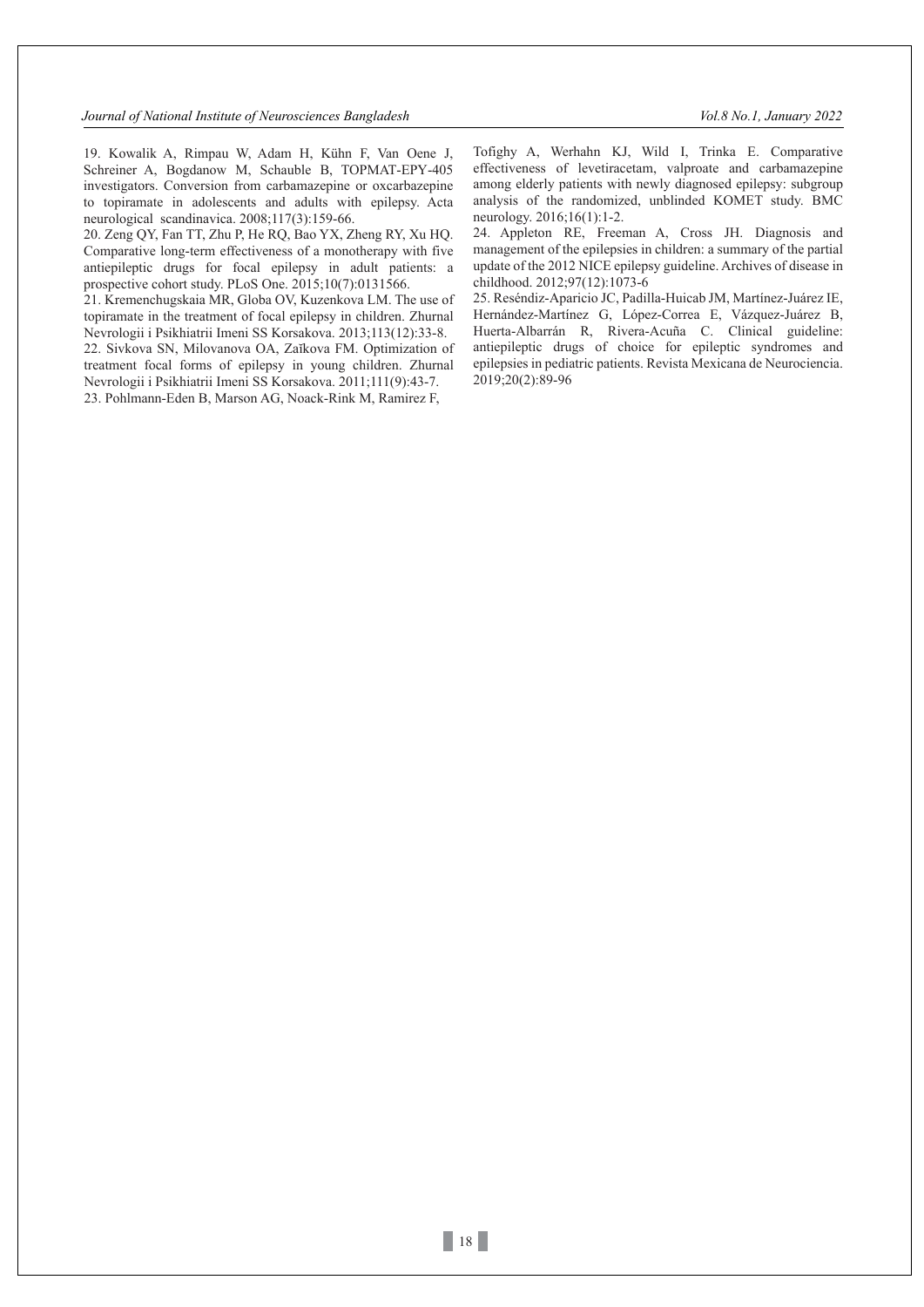19. Kowalik A, Rimpau W, Adam H, Kühn F, Van Oene J, Schreiner A, Bogdanow M, Schauble B, TOPMAT-EPY-405 investigators. Conversion from carbamazepine or oxcarbazepine to topiramate in adolescents and adults with epilepsy. Acta neurological scandinavica. 2008;117(3):159-66.

20. Zeng QY, Fan TT, Zhu P, He RQ, Bao YX, Zheng RY, Xu HQ. Comparative long-term effectiveness of a monotherapy with five antiepileptic drugs for focal epilepsy in adult patients: a prospective cohort study. PLoS One. 2015;10(7):0131566.

21. Kremenchugskaia MR, Globa OV, Kuzenkova LM. The use of topiramate in the treatment of focal epilepsy in children. Zhurnal Nevrologii i Psikhiatrii Imeni SS Korsakova. 2013;113(12):33-8.

22. Sivkova SN, Milovanova OA, Zaĭkova FM. Optimization of treatment focal forms of epilepsy in young children. Zhurnal Nevrologii i Psikhiatrii Imeni SS Korsakova. 2011;111(9):43-7.

23. Pohlmann-Eden B, Marson AG, Noack-Rink M, Ramirez F, Tofighy A, Werhahn KJ, Wild I, Trinka E. Comparative effectiveness of levetiracetam, valproate and carbamazepine among elderly patients with newly diagnosed epilepsy: subgroup analysis of the randomized, unblinded KOMET study. BMC neurology. 2016;16(1):1-2.

24. Appleton RE, Freeman A, Cross JH. Diagnosis and management of the epilepsies in children: a summary of the partial update of the 2012 NICE epilepsy guideline. Archives of disease in childhood. 2012;97(12):1073-6

25. Reséndiz-Aparicio JC, Padilla-Huicab JM, Martínez-Juárez IE, Hernández-Martínez G, López-Correa E, Vázquez-Juárez B, Huerta-Albarrán R, Rivera-Acuña C. Clinical guideline: antiepileptic drugs of choice for epileptic syndromes and epilepsies in pediatric patients. Revista Mexicana de Neurociencia. 2019;20(2):89-96